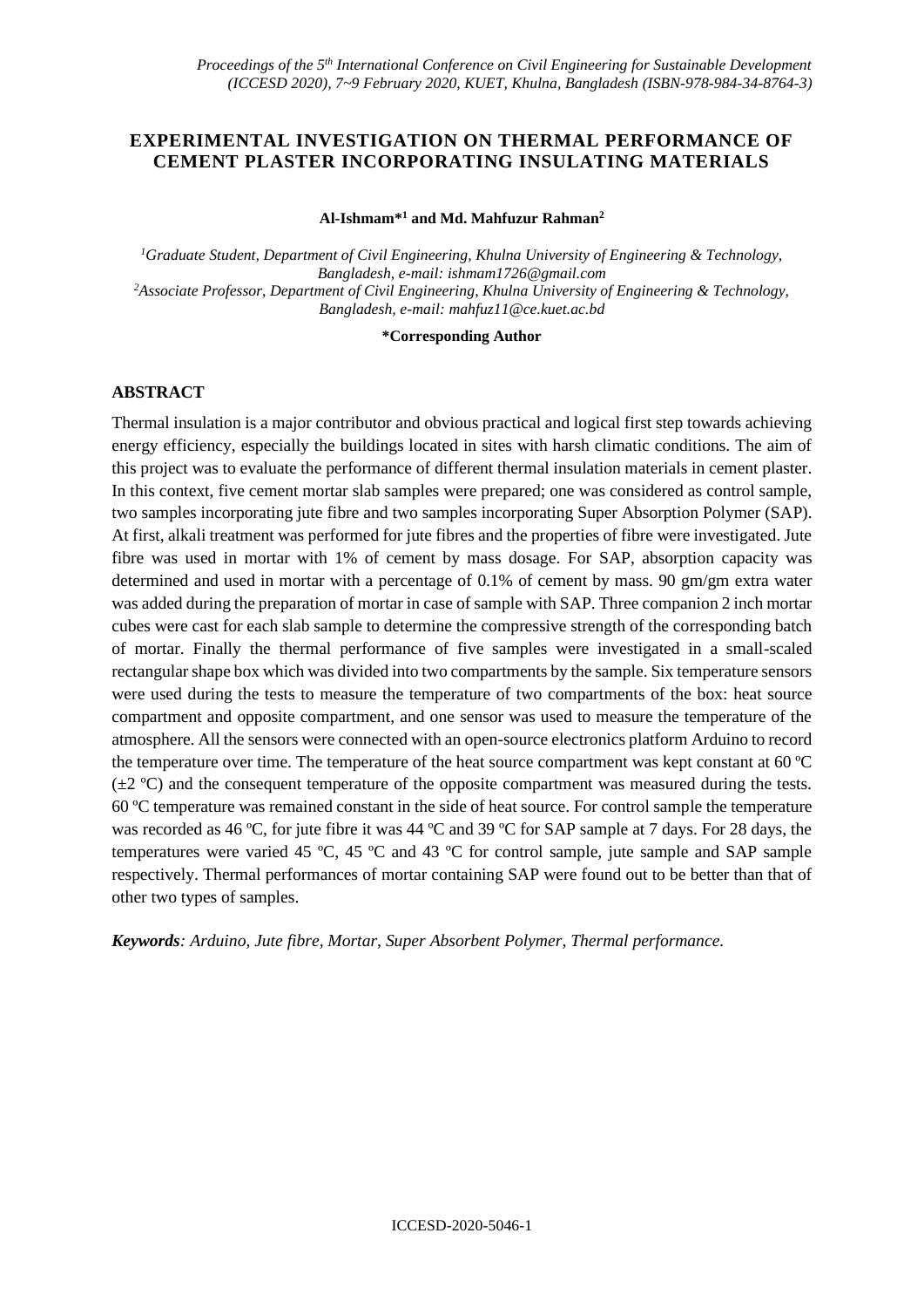# EXPERIMENTAL INVESTIGATION ON THERMAL PERFORMANCE OF CEMENT PLASTER INCORPORATING INSULATING MATERIALS

**Al-Ishmam*[1] and Md. Mahfuzur Rahman[2]**

*[1]Graduate Student, Department of Civil Engineering, Khulna University of Engineering & Technology, Bangladesh, e-mail: ishmam1726@gmail.com*
*[2]Associate Professor, Department of Civil Engineering, Khulna University of Engineering & Technology, Bangladesh, e-mail: mahfuz11@ce.kuet.ac.bd*

**\*Corresponding Author**

## ABSTRACT

Thermal insulation is a major contributor and obvious practical and logical first step towards achieving energy efficiency, especially the buildings located in sites with harsh climatic conditions. The aim of this project was to evaluate the performance of different thermal insulation materials in cement plaster. In this context, five cement mortar slab samples were prepared; one was considered as control sample, two samples incorporating jute fibre and two samples incorporating Super Absorption Polymer (SAP). At first, alkali treatment was performed for jute fibres and the properties of fibre were investigated. Jute fibre was used in mortar with 1% of cement by mass dosage. For SAP, absorption capacity was determined and used in mortar with a percentage of 0.1% of cement by mass. 90 gm/gm extra water was added during the preparation of mortar in case of sample with SAP. Three companion 2 inch mortar cubes were cast for each slab sample to determine the compressive strength of the corresponding batch of mortar. Finally the thermal performance of five samples were investigated in a small-scaled rectangular shape box which was divided into two compartments by the sample. Six temperature sensors were used during the tests to measure the temperature of two compartments of the box: heat source compartment and opposite compartment, and one sensor was used to measure the temperature of the atmosphere. All the sensors were connected with an open-source electronics platform Arduino to record the temperature over time. The temperature of the heat source compartment was kept constant at 60 ºC (±2 ºC) and the consequent temperature of the opposite compartment was measured during the tests. 60 ºC temperature was remained constant in the side of heat source. For control sample the temperature was recorded as 46 ºC, for jute fibre it was 44 ºC and 39 ºC for SAP sample at 7 days. For 28 days, the temperatures were varied 45 ºC, 45 ºC and 43 ºC for control sample, jute sample and SAP sample respectively. Thermal performances of mortar containing SAP were found out to be better than that of other two types of samples.

***Keywords**: Arduino, Jute fibre, Mortar, Super Absorbent Polymer, Thermal performance.*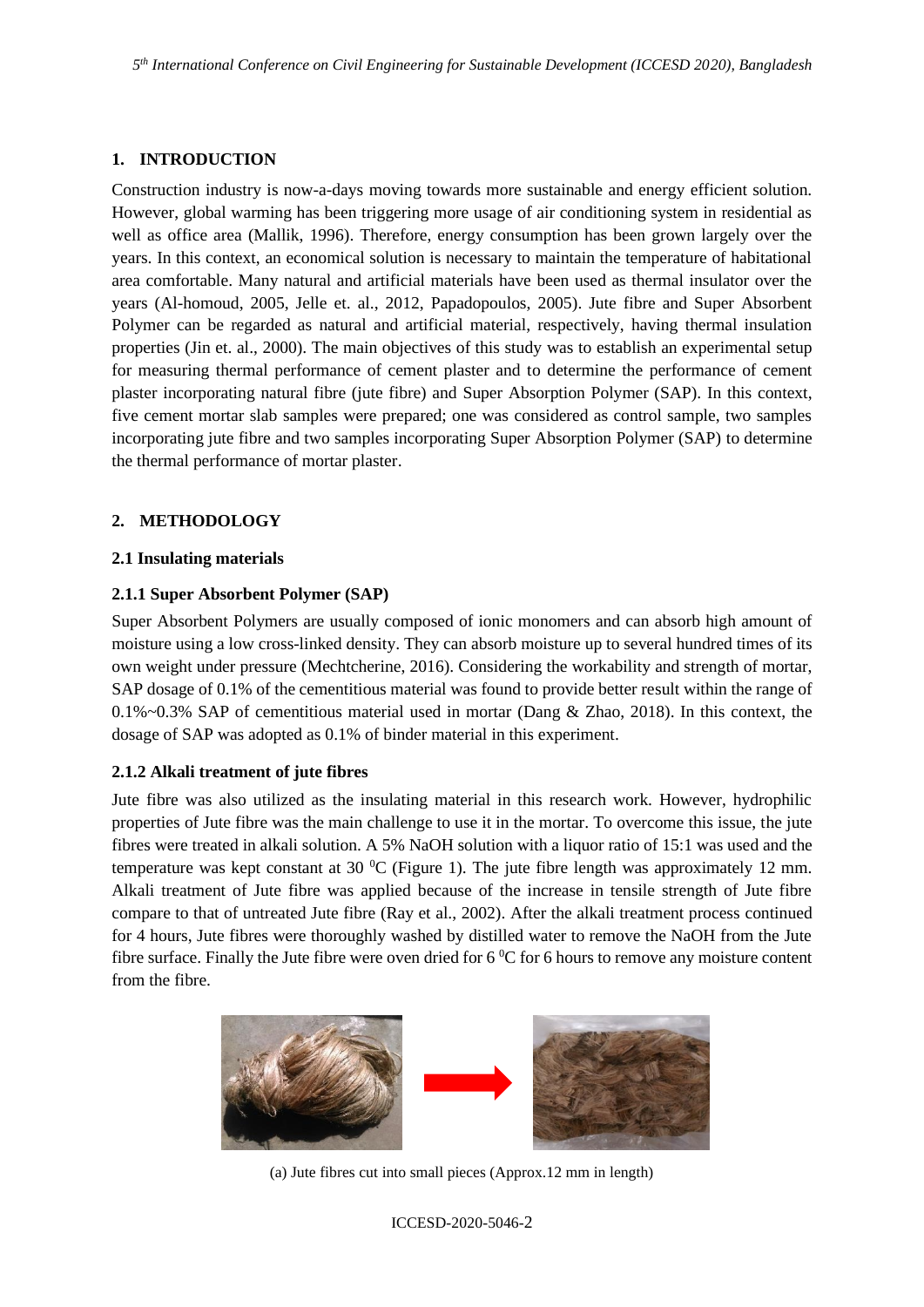## 1. INTRODUCTION

Construction industry is now-a-days moving towards more sustainable and energy efficient solution. However, global warming has been triggering more usage of air conditioning system in residential as well as office area (Mallik, 1996). Therefore, energy consumption has been grown largely over the years. In this context, an economical solution is necessary to maintain the temperature of habitational area comfortable. Many natural and artificial materials have been used as thermal insulator over the years (Al-homoud, 2005, Jelle et. al., 2012, Papadopoulos, 2005). Jute fibre and Super Absorbent Polymer can be regarded as natural and artificial material, respectively, having thermal insulation properties (Jin et. al., 2000). The main objectives of this study was to establish an experimental setup for measuring thermal performance of cement plaster and to determine the performance of cement plaster incorporating natural fibre (jute fibre) and Super Absorption Polymer (SAP). In this context, five cement mortar slab samples were prepared; one was considered as control sample, two samples incorporating jute fibre and two samples incorporating Super Absorption Polymer (SAP) to determine the thermal performance of mortar plaster.

## 2. METHODOLOGY

### 2.1 Insulating materials

#### 2.1.1 Super Absorbent Polymer (SAP)

Super Absorbent Polymers are usually composed of ionic monomers and can absorb high amount of moisture using a low cross-linked density. They can absorb moisture up to several hundred times of its own weight under pressure (Mechtcherine, 2016). Considering the workability and strength of mortar, SAP dosage of 0.1% of the cementitious material was found to provide better result within the range of 0.1%~0.3% SAP of cementitious material used in mortar (Dang & Zhao, 2018). In this context, the dosage of SAP was adopted as 0.1% of binder material in this experiment.

#### 2.1.2 Alkali treatment of jute fibres

Jute fibre was also utilized as the insulating material in this research work. However, hydrophilic properties of Jute fibre was the main challenge to use it in the mortar. To overcome this issue, the jute fibres were treated in alkali solution. A 5% NaOH solution with a liquor ratio of 15:1 was used and the temperature was kept constant at 30 $^0$C (Figure 1). The jute fibre length was approximately 12 mm. Alkali treatment of Jute fibre was applied because of the increase in tensile strength of Jute fibre compare to that of untreated Jute fibre (Ray et al., 2002). After the alkali treatment process continued for 4 hours, Jute fibres were thoroughly washed by distilled water to remove the NaOH from the Jute fibre surface. Finally the Jute fibre were oven dried for 6 $^0$C for 6 hours to remove any moisture content from the fibre.

(a) Jute fibres cut into small pieces (Approx.12 mm in length)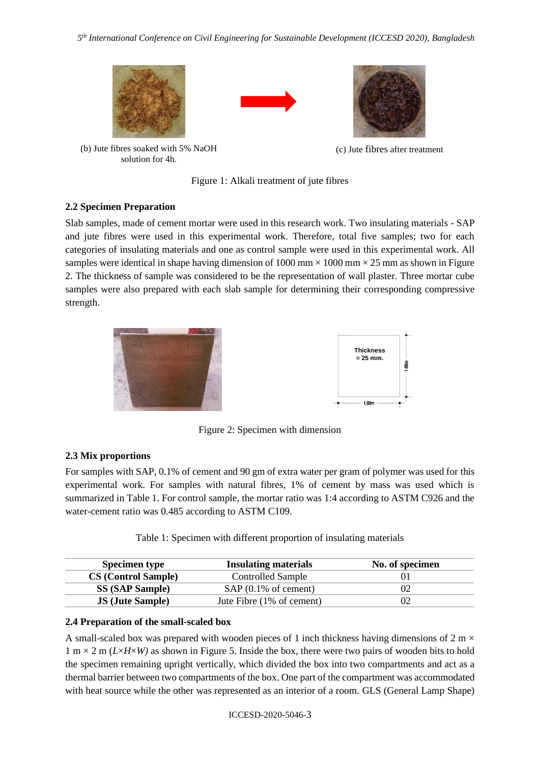(b) Jute fibres soaked with 5% NaOH solution for 4h.

(c) Jute fibres after treatment

Figure 1: Alkali treatment of jute fibres

### 2.2 Specimen Preparation

Slab samples, made of cement mortar were used in this research work. Two insulating materials - SAP and jute fibres were used in this experimental work. Therefore, total five samples; two for each categories of insulating materials and one as control sample were used in this experimental work. All samples were identical in shape having dimension of 1000 mm × 1000 mm × 25 mm as shown in Figure 2. The thickness of sample was considered to be the representation of wall plaster. Three mortar cube samples were also prepared with each slab sample for determining their corresponding compressive strength.

Thickness = 25 mm.

1.00m

1.00m

Figure 2: Specimen with dimension

### 2.3 Mix proportions

For samples with SAP, 0.1% of cement and 90 gm of extra water per gram of polymer was used for this experimental work. For samples with natural fibres, 1% of cement by mass was used which is summarized in Table 1. For control sample, the mortar ratio was 1:4 according to ASTM C926 and the water-cement ratio was 0.485 according to ASTM C109.

Table 1: Specimen with different proportion of insulating materials

| Specimen type | Insulating materials | No. of specimen |
|---|---|---|
| **CS (Control Sample)** | Controlled Sample | 01 |
| **SS (SAP Sample)** | SAP (0.1% of cement) | 02 |
| **JS (Jute Sample)** | Jute Fibre (1% of cement) | 02 |

### 2.4 Preparation of the small-scaled box

A small-scaled box was prepared with wooden pieces of 1 inch thickness having dimensions of 2 m × 1 m × 2 m (*L×H×W)* as shown in Figure 5. Inside the box, there were two pairs of wooden bits to hold the specimen remaining upright vertically, which divided the box into two compartments and act as a thermal barrier between two compartments of the box. One part of the compartment was accommodated with heat source while the other was represented as an interior of a room. GLS (General Lamp Shape)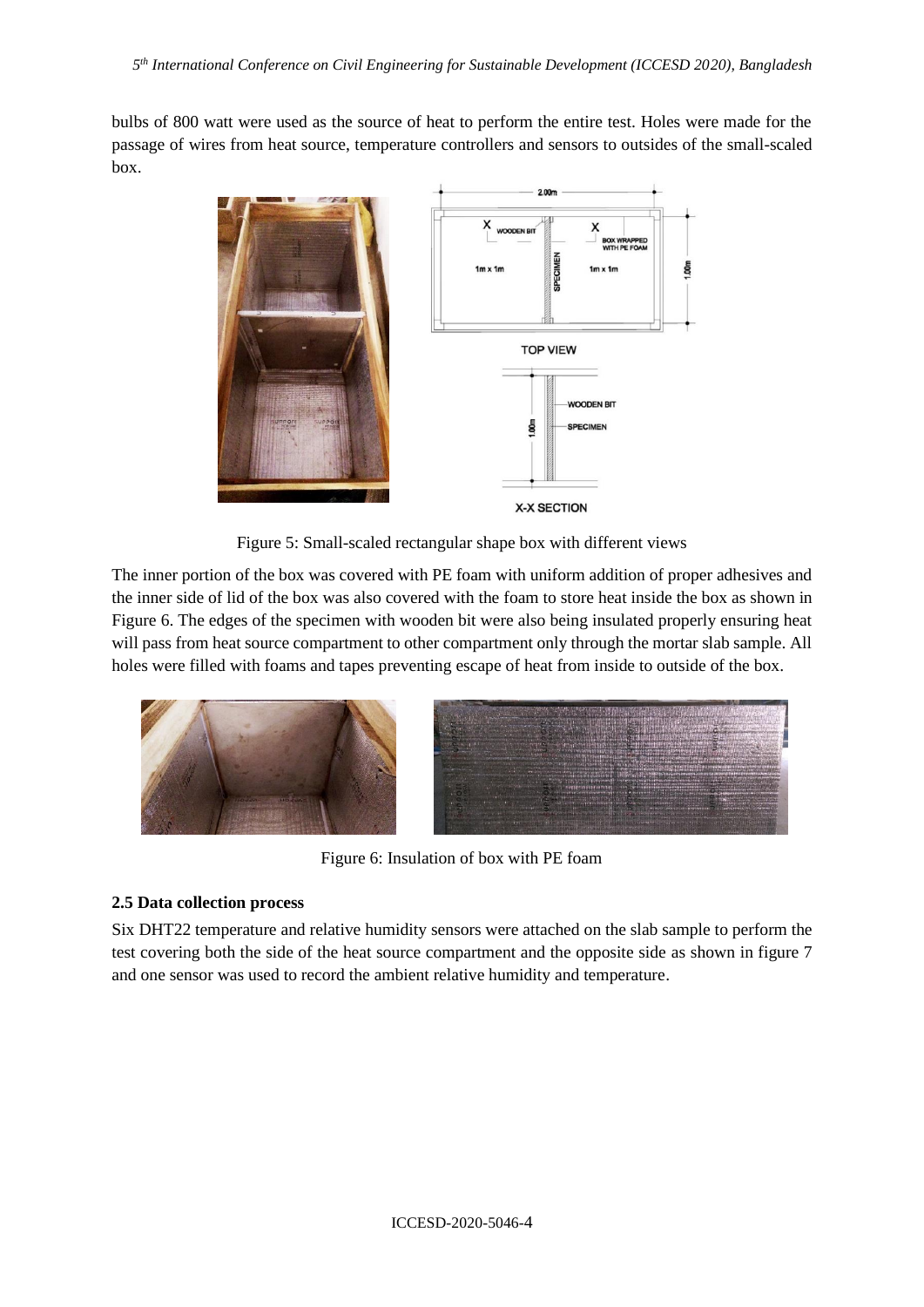bulbs of 800 watt were used as the source of heat to perform the entire test. Holes were made for the passage of wires from heat source, temperature controllers and sensors to outsides of the small-scaled box.

Figure 5: Small-scaled rectangular shape box with different views

The inner portion of the box was covered with PE foam with uniform addition of proper adhesives and the inner side of lid of the box was also covered with the foam to store heat inside the box as shown in Figure 6. The edges of the specimen with wooden bit were also being insulated properly ensuring heat will pass from heat source compartment to other compartment only through the mortar slab sample. All holes were filled with foams and tapes preventing escape of heat from inside to outside of the box.

Figure 6: Insulation of box with PE foam

### 2.5 Data collection process

Six DHT22 temperature and relative humidity sensors were attached on the slab sample to perform the test covering both the side of the heat source compartment and the opposite side as shown in figure 7 and one sensor was used to record the ambient relative humidity and temperature.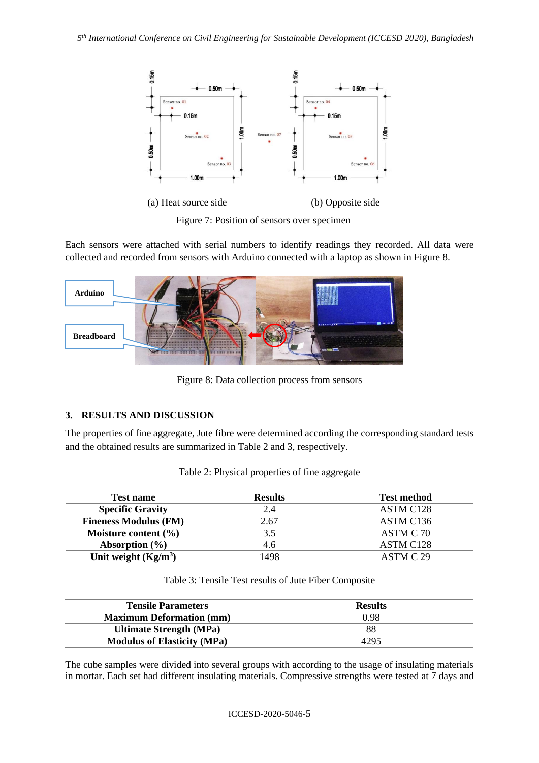(a) Heat source side

(b) Opposite side

Figure 7: Position of sensors over specimen

Each sensors were attached with serial numbers to identify readings they recorded. All data were collected and recorded from sensors with Arduino connected with a laptop as shown in Figure 8.

Figure 8: Data collection process from sensors

## 3. RESULTS AND DISCUSSION

The properties of fine aggregate, Jute fibre were determined according the corresponding standard tests and the obtained results are summarized in Table 2 and 3, respectively.

Table 2: Physical properties of fine aggregate

| Test name | Results | Test method |
|---|---|---|
| **Specific Gravity** | 2.4 | ASTM C128 |
| **Fineness Modulus (FM)** | 2.67 | ASTM C136 |
| **Moisture content (%)** | 3.5 | ASTM C 70 |
| **Absorption (%)** | 4.6 | ASTM C128 |
| **Unit weight (Kg/m$^3$)** | 1498 | ASTM C 29 |

Table 3: Tensile Test results of Jute Fiber Composite

| Tensile Parameters | Results |
|---|---|
| **Maximum Deformation (mm)** | 0.98 |
| **Ultimate Strength (MPa)** | 88 |
| **Modulus of Elasticity (MPa)** | 4295 |

The cube samples were divided into several groups with according to the usage of insulating materials in mortar. Each set had different insulating materials. Compressive strengths were tested at 7 days and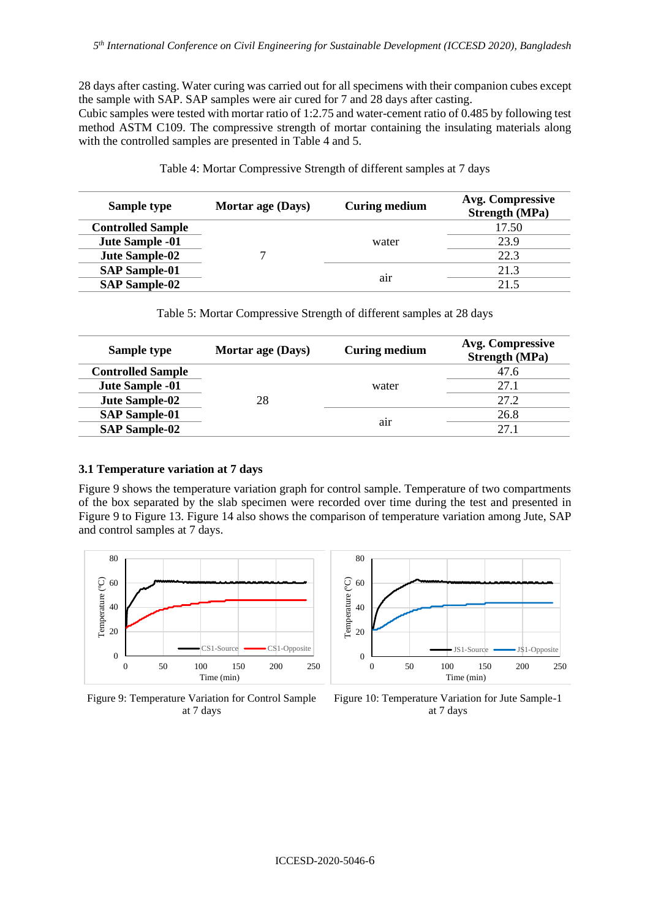28 days after casting. Water curing was carried out for all specimens with their companion cubes except the sample with SAP. SAP samples were air cured for 7 and 28 days after casting.

Cubic samples were tested with mortar ratio of 1:2.75 and water-cement ratio of 0.485 by following test method ASTM C109. The compressive strength of mortar containing the insulating materials along with the controlled samples are presented in Table 4 and 5.

Table 4: Mortar Compressive Strength of different samples at 7 days

| Sample type | Mortar age (Days) | Curing medium | Avg. Compressive Strength (MPa) |
|---|---|---|---|
| **Controlled Sample** | 7 | water | 17.50 |
| **Jute Sample -01** | | | 23.9 |
| **Jute Sample-02** | | | 22.3 |
| **SAP Sample-01** | | air | 21.3 |
| **SAP Sample-02** | | | 21.5 |

Table 5: Mortar Compressive Strength of different samples at 28 days

| Sample type | Mortar age (Days) | Curing medium | Avg. Compressive Strength (MPa) |
|---|---|---|---|
| **Controlled Sample** | 28 | water | 47.6 |
| **Jute Sample -01** | | | 27.1 |
| **Jute Sample-02** | | | 27.2 |
| **SAP Sample-01** | | air | 26.8 |
| **SAP Sample-02** | | | 27.1 |

### 3.1 Temperature variation at 7 days

Figure 9 shows the temperature variation graph for control sample. Temperature of two compartments of the box separated by the slab specimen were recorded over time during the test and presented in Figure 9 to Figure 13. Figure 14 also shows the comparison of temperature variation among Jute, SAP and control samples at 7 days.

Figure 9: Temperature Variation for Control Sample at 7 days

Figure 10: Temperature Variation for Jute Sample-1 at 7 days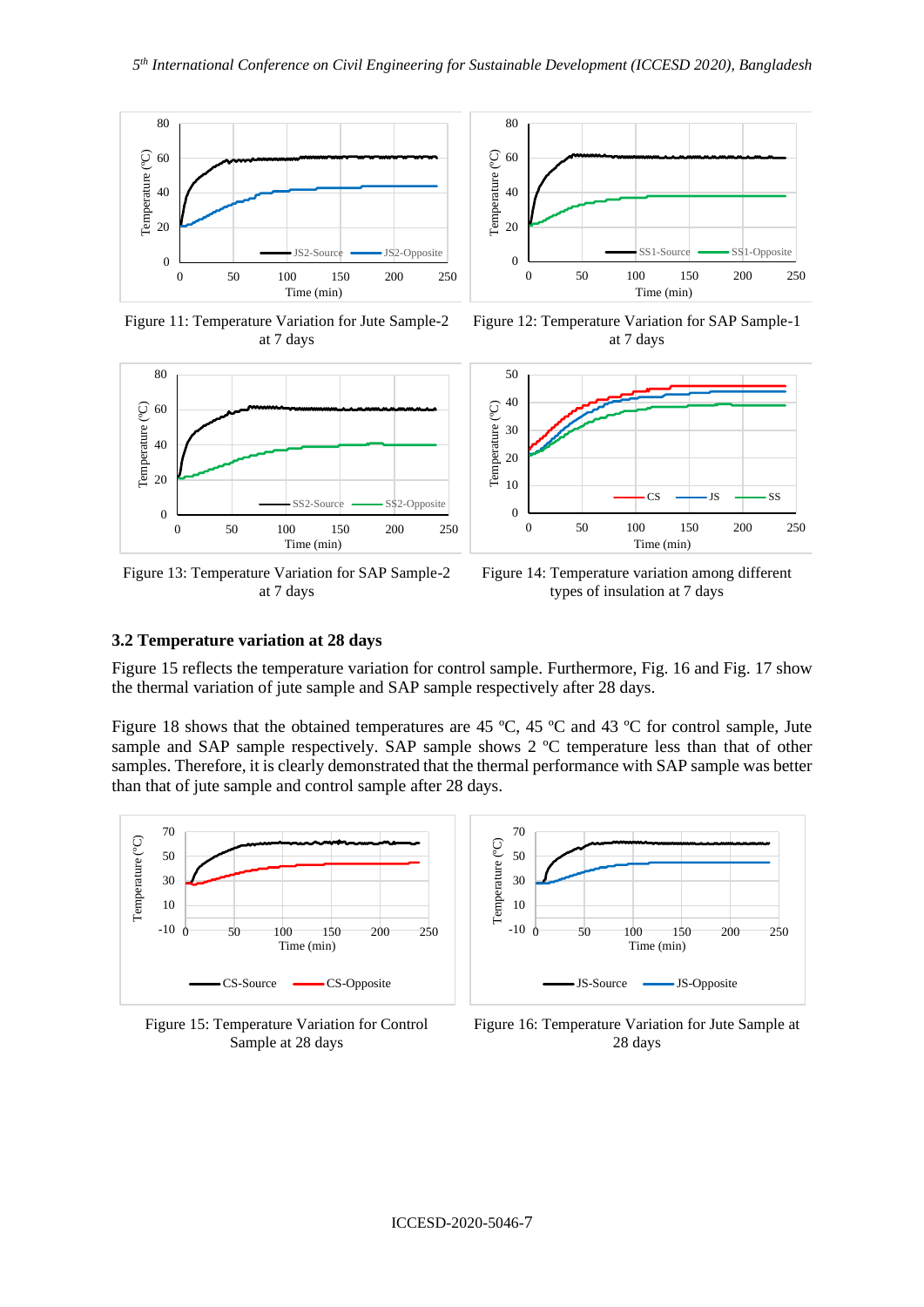Figure 11: Temperature Variation for Jute Sample-2 at 7 days

Figure 12: Temperature Variation for SAP Sample-1 at 7 days

Figure 13: Temperature Variation for SAP Sample-2 at 7 days

Figure 14: Temperature variation among different types of insulation at 7 days

### 3.2 Temperature variation at 28 days

Figure 15 reflects the temperature variation for control sample. Furthermore, Fig. 16 and Fig. 17 show the thermal variation of jute sample and SAP sample respectively after 28 days.

Figure 18 shows that the obtained temperatures are 45 ºC, 45 ºC and 43 ºC for control sample, Jute sample and SAP sample respectively. SAP sample shows 2 ºC temperature less than that of other samples. Therefore, it is clearly demonstrated that the thermal performance with SAP sample was better than that of jute sample and control sample after 28 days.

Figure 15: Temperature Variation for Control Sample at 28 days

Figure 16: Temperature Variation for Jute Sample at 28 days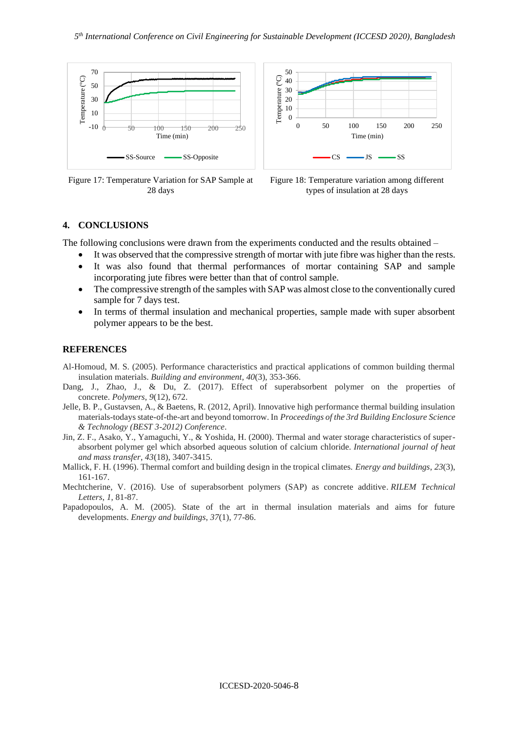70
50
30
10
-10
Temperature (°C)
0 50 100 150 200 250
Time (min)
SS-Source SS-Opposite

Figure 17: Temperature Variation for SAP Sample at 28 days

50
40
30
20
10
0
Temperature (°C)
0 50 100 150 200 250
Time (min)
CS JS SS

Figure 18: Temperature variation among different types of insulation at 28 days

## 4. CONCLUSIONS

The following conclusions were drawn from the experiments conducted and the results obtained –

- It was observed that the compressive strength of mortar with jute fibre was higher than the rests.
- It was also found that thermal performances of mortar containing SAP and sample incorporating jute fibres were better than that of control sample.
- The compressive strength of the samples with SAP was almost close to the conventionally cured sample for 7 days test.
- In terms of thermal insulation and mechanical properties, sample made with super absorbent polymer appears to be the best.

## REFERENCES

Al-Homoud, M. S. (2005). Performance characteristics and practical applications of common building thermal insulation materials. *Building and environment*, *40*(3), 353-366.

Dang, J., Zhao, J., & Du, Z. (2017). Effect of superabsorbent polymer on the properties of concrete. *Polymers*, *9*(12), 672.

Jelle, B. P., Gustavsen, A., & Baetens, R. (2012, April). Innovative high performance thermal building insulation materials-todays state-of-the-art and beyond tomorrow. In *Proceedings of the 3rd Building Enclosure Science & Technology (BEST 3-2012) Conference*.

Jin, Z. F., Asako, Y., Yamaguchi, Y., & Yoshida, H. (2000). Thermal and water storage characteristics of super-absorbent polymer gel which absorbed aqueous solution of calcium chloride. *International journal of heat and mass transfer*, *43*(18), 3407-3415.

Mallick, F. H. (1996). Thermal comfort and building design in the tropical climates. *Energy and buildings*, *23*(3), 161-167.

Mechtcherine, V. (2016). Use of superabsorbent polymers (SAP) as concrete additive. *RILEM Technical Letters*, *1*, 81-87.

Papadopoulos, A. M. (2005). State of the art in thermal insulation materials and aims for future developments. *Energy and buildings*, *37*(1), 77-86.